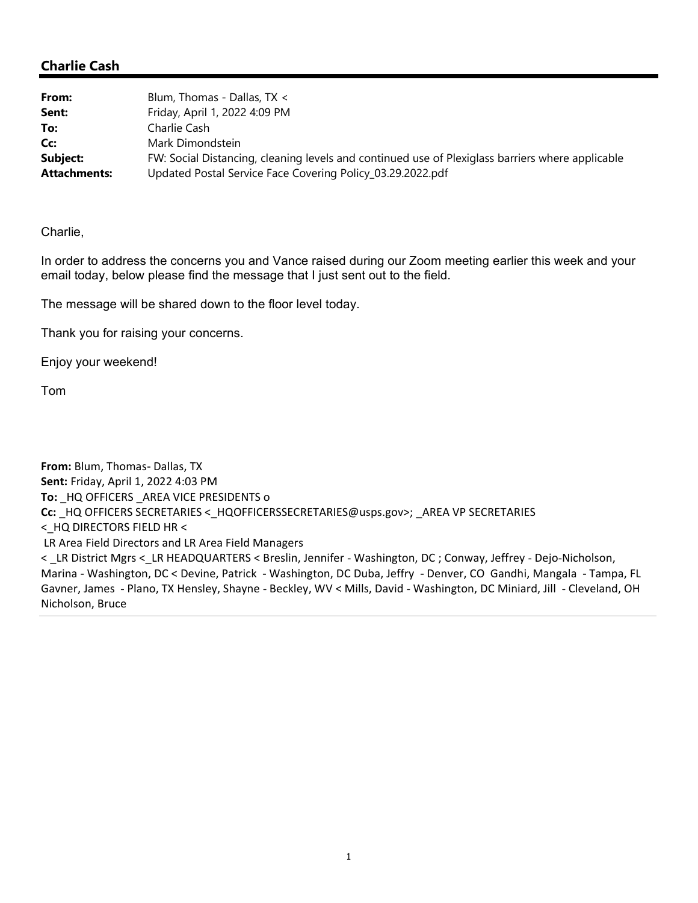## Charlie Cash

| | |
|---|---|
| **From:** | Blum, Thomas - Dallas, TX < |
| **Sent:** | Friday, April 1, 2022 4:09 PM |
| **To:** | Charlie Cash |
| **Cc:** | Mark Dimondstein |
| **Subject:** | FW: Social Distancing, cleaning levels and continued use of Plexiglass barriers where applicable |
| **Attachments:** | Updated Postal Service Face Covering Policy_03.29.2022.pdf |

Charlie,

In order to address the concerns you and Vance raised during our Zoom meeting earlier this week and your email today, below please find the message that I just sent out to the field.

The message will be shared down to the floor level today.

Thank you for raising your concerns.

Enjoy your weekend!

Tom

**From:** Blum, Thomas- Dallas, TX
**Sent:** Friday, April 1, 2022 4:03 PM
**To:** _HQ OFFICERS _AREA VICE PRESIDENTS o
**Cc:** _HQ OFFICERS SECRETARIES <_HQOFFICERSSECRETARIES@usps.gov>; _AREA VP SECRETARIES
<_HQ DIRECTORS FIELD HR <
LR Area Field Directors and LR Area Field Managers
< _LR District Mgrs <_LR HEADQUARTERS < Breslin, Jennifer - Washington, DC ; Conway, Jeffrey - Dejo-Nicholson, Marina - Washington, DC < Devine, Patrick - Washington, DC Duba, Jeffry - Denver, CO Gandhi, Mangala - Tampa, FL Gavner, James - Plano, TX Hensley, Shayne - Beckley, WV < Mills, David - Washington, DC Miniard, Jill - Cleveland, OH Nicholson, Bruce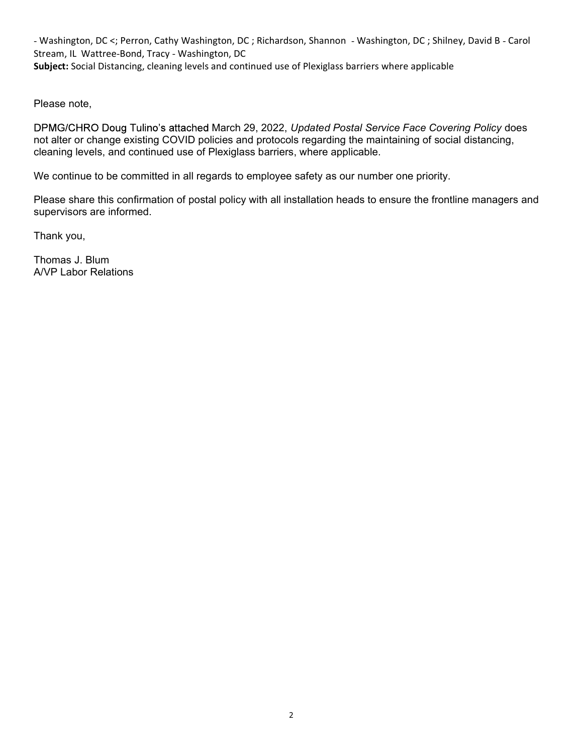- Washington, DC <; Perron, Cathy Washington, DC ; Richardson, Shannon  - Washington, DC ; Shilney, David B - Carol Stream, IL  Wattree-Bond, Tracy - Washington, DC
**Subject:** Social Distancing, cleaning levels and continued use of Plexiglass barriers where applicable

Please note,

DPMG/CHRO Doug Tulino's attached March 29, 2022, *Updated Postal Service Face Covering Policy* does not alter or change existing COVID policies and protocols regarding the maintaining of social distancing, cleaning levels, and continued use of Plexiglass barriers, where applicable.

We continue to be committed in all regards to employee safety as our number one priority.

Please share this confirmation of postal policy with all installation heads to ensure the frontline managers and supervisors are informed.

Thank you,

Thomas J. Blum
A/VP Labor Relations